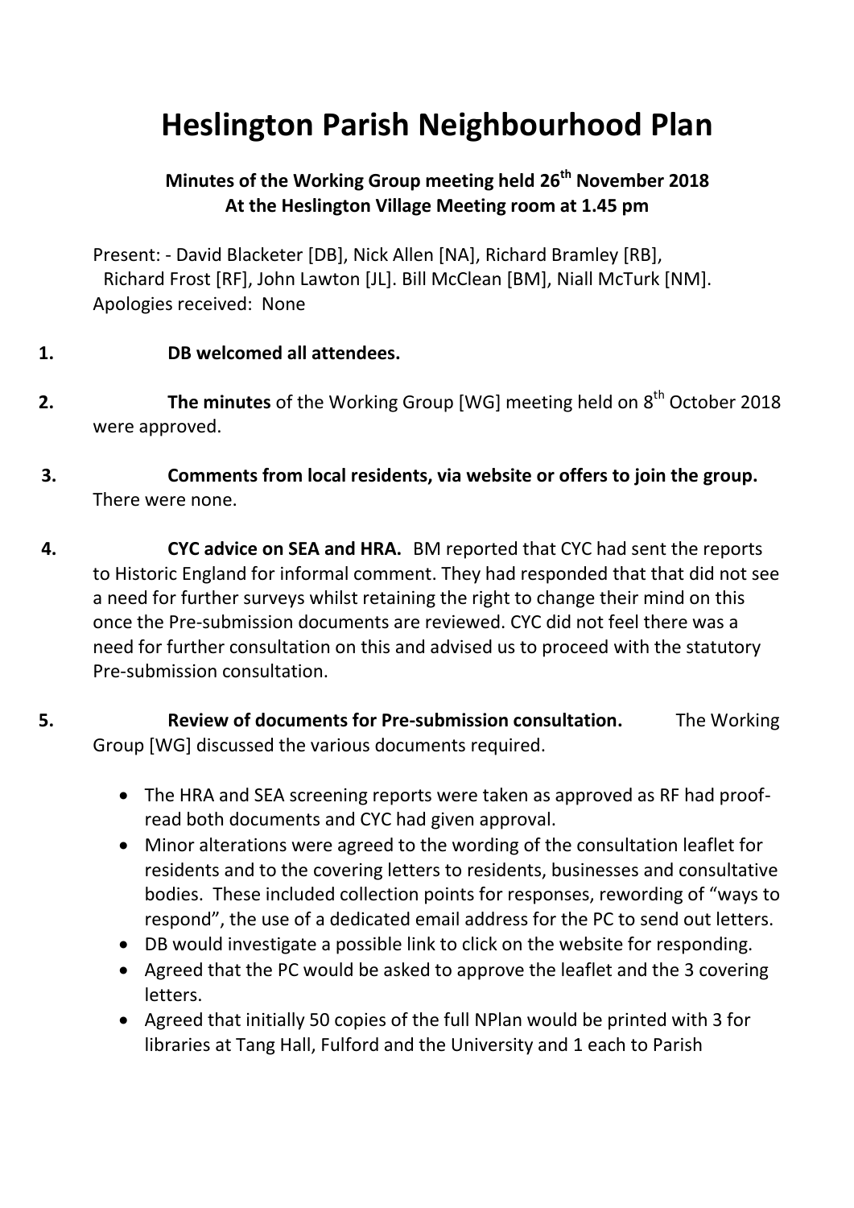# Heslington Parish Neighbourhood Plan

**Minutes of the Working Group meeting held 26th November 2018**
**At the Heslington Village Meeting room at 1.45 pm**

Present: - David Blacketer [DB], Nick Allen [NA], Richard Bramley [RB], Richard Frost [RF], John Lawton [JL]. Bill McClean [BM], Niall McTurk [NM].
Apologies received: None

1. **DB welcomed all attendees.**

2. **The minutes** of the Working Group [WG] meeting held on 8th October 2018 were approved.

3. **Comments from local residents, via website or offers to join the group.** There were none.

4. **CYC advice on SEA and HRA.** BM reported that CYC had sent the reports to Historic England for informal comment. They had responded that that did not see a need for further surveys whilst retaining the right to change their mind on this once the Pre-submission documents are reviewed. CYC did not feel there was a need for further consultation on this and advised us to proceed with the statutory Pre-submission consultation.

5. **Review of documents for Pre-submission consultation.** The Working Group [WG] discussed the various documents required.

   - The HRA and SEA screening reports were taken as approved as RF had proof-read both documents and CYC had given approval.
   - Minor alterations were agreed to the wording of the consultation leaflet for residents and to the covering letters to residents, businesses and consultative bodies. These included collection points for responses, rewording of "ways to respond", the use of a dedicated email address for the PC to send out letters.
   - DB would investigate a possible link to click on the website for responding.
   - Agreed that the PC would be asked to approve the leaflet and the 3 covering letters.
   - Agreed that initially 50 copies of the full NPlan would be printed with 3 for libraries at Tang Hall, Fulford and the University and 1 each to Parish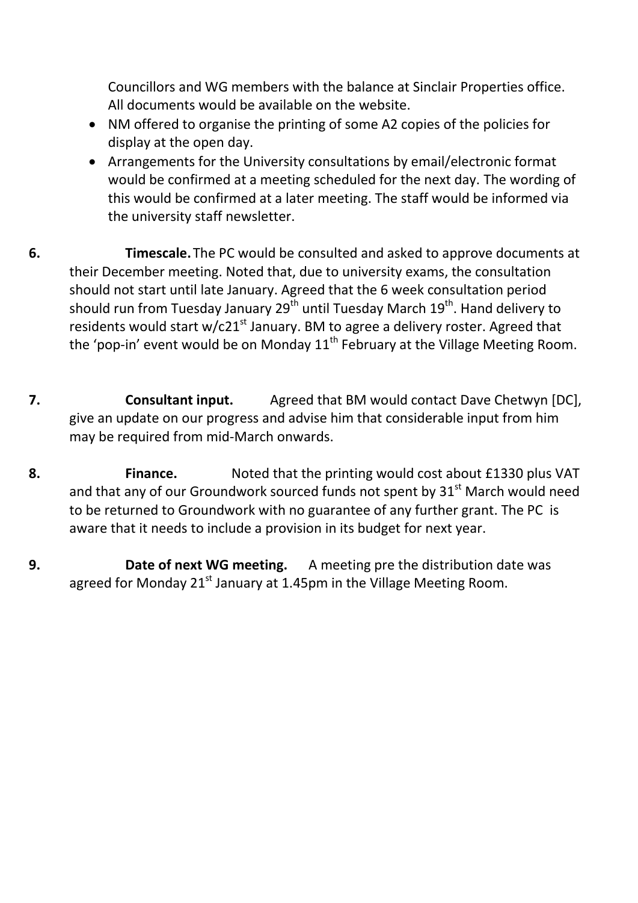Councillors and WG members with the balance at Sinclair Properties office. All documents would be available on the website.

- NM offered to organise the printing of some A2 copies of the policies for display at the open day.
- Arrangements for the University consultations by email/electronic format would be confirmed at a meeting scheduled for the next day. The wording of this would be confirmed at a later meeting. The staff would be informed via the university staff newsletter.

**6.** **Timescale.** The PC would be consulted and asked to approve documents at their December meeting. Noted that, due to university exams, the consultation should not start until late January. Agreed that the 6 week consultation period should run from Tuesday January 29th until Tuesday March 19th. Hand delivery to residents would start w/c21st January. BM to agree a delivery roster. Agreed that the 'pop-in' event would be on Monday 11th February at the Village Meeting Room.

**7.** **Consultant input.** Agreed that BM would contact Dave Chetwyn [DC], give an update on our progress and advise him that considerable input from him may be required from mid-March onwards.

**8.** **Finance.** Noted that the printing would cost about £1330 plus VAT and that any of our Groundwork sourced funds not spent by 31st March would need to be returned to Groundwork with no guarantee of any further grant. The PC is aware that it needs to include a provision in its budget for next year.

**9.** **Date of next WG meeting.** A meeting pre the distribution date was agreed for Monday 21st January at 1.45pm in the Village Meeting Room.